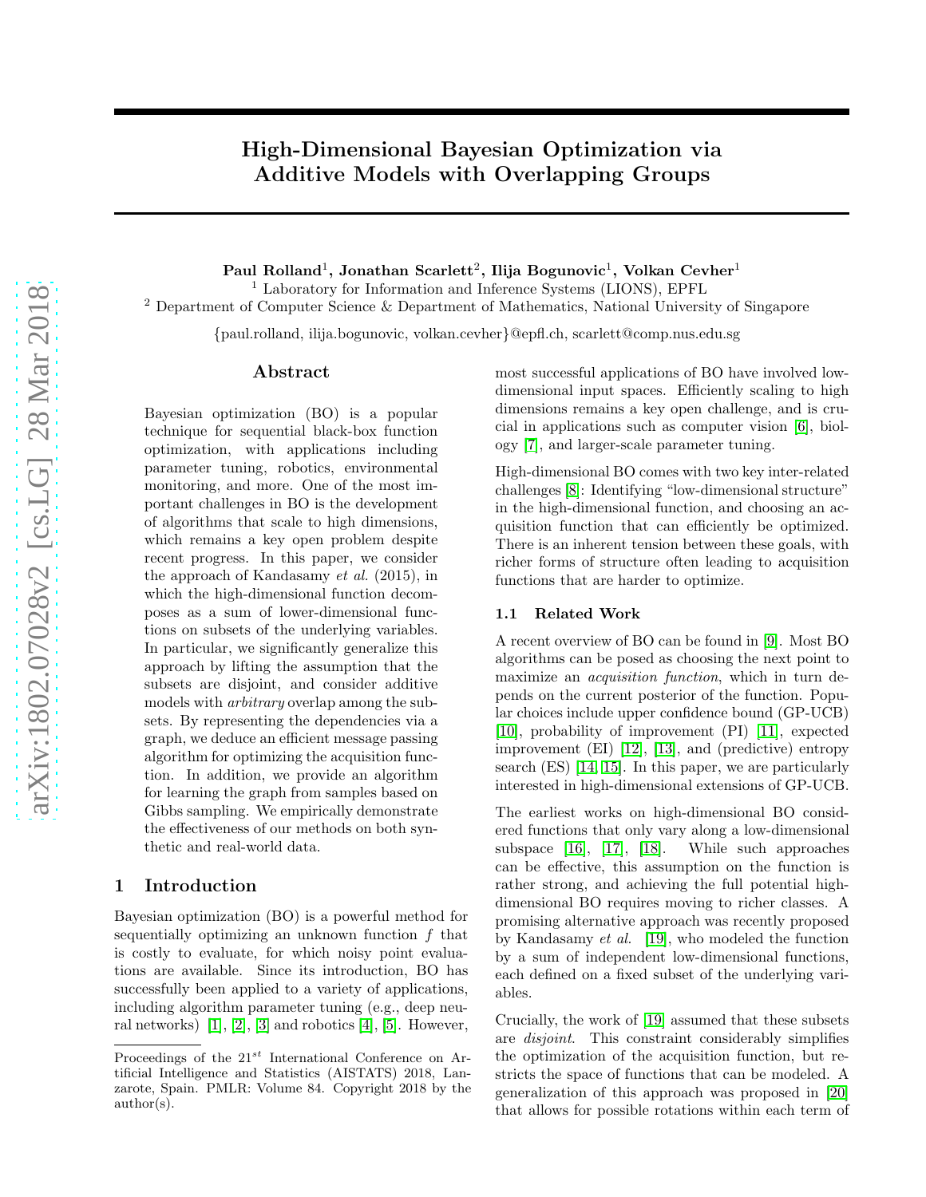# High-Dimensional Bayesian Optimization via Additive Models with Overlapping Groups

**Paul Rolland**[1], **Jonathan Scarlett**[2], **Ilija Bogunovic**[1], **Volkan Cevher**[1]

[1] Laboratory for Information and Inference Systems (LIONS), EPFL

[2] Department of Computer Science & Department of Mathematics, National University of Singapore

{paul.rolland, ilija.bogunovic, volkan.cevher}@epfl.ch, scarlett@comp.nus.edu.sg

## Abstract

Bayesian optimization (BO) is a popular technique for sequential black-box function optimization, with applications including parameter tuning, robotics, environmental monitoring, and more. One of the most important challenges in BO is the development of algorithms that scale to high dimensions, which remains a key open problem despite recent progress. In this paper, we consider the approach of Kandasamy *et al.* (2015), in which the high-dimensional function decomposes as a sum of lower-dimensional functions on subsets of the underlying variables. In particular, we significantly generalize this approach by lifting the assumption that the subsets are disjoint, and consider additive models with *arbitrary* overlap among the subsets. By representing the dependencies via a graph, we deduce an efficient message passing algorithm for optimizing the acquisition function. In addition, we provide an algorithm for learning the graph from samples based on Gibbs sampling. We empirically demonstrate the effectiveness of our methods on both synthetic and real-world data.

## 1 Introduction

Bayesian optimization (BO) is a powerful method for sequentially optimizing an unknown function $f$ that is costly to evaluate, for which noisy point evaluations are available. Since its introduction, BO has successfully been applied to a variety of applications, including algorithm parameter tuning (e.g., deep neural networks) [1], [2], [3] and robotics [4], [5]. However, most successful applications of BO have involved low-dimensional input spaces. Efficiently scaling to high dimensions remains a key open challenge, and is crucial in applications such as computer vision [6], biology [7], and larger-scale parameter tuning.

High-dimensional BO comes with two key inter-related challenges [8]: Identifying "low-dimensional structure" in the high-dimensional function, and choosing an acquisition function that can efficiently be optimized. There is an inherent tension between these goals, with richer forms of structure often leading to acquisition functions that are harder to optimize.

### 1.1 Related Work

A recent overview of BO can be found in [9]. Most BO algorithms can be posed as choosing the next point to maximize an *acquisition function*, which in turn depends on the current posterior of the function. Popular choices include upper confidence bound (GP-UCB) [10], probability of improvement (PI) [11], expected improvement (EI) [12], [13], and (predictive) entropy search (ES) [14, 15]. In this paper, we are particularly interested in high-dimensional extensions of GP-UCB.

The earliest works on high-dimensional BO considered functions that only vary along a low-dimensional subspace [16], [17], [18]. While such approaches can be effective, this assumption on the function is rather strong, and achieving the full potential high-dimensional BO requires moving to richer classes. A promising alternative approach was recently proposed by Kandasamy *et al.* [19], who modeled the function by a sum of independent low-dimensional functions, each defined on a fixed subset of the underlying variables.

Crucially, the work of [19] assumed that these subsets are *disjoint*. This constraint considerably simplifies the optimization of the acquisition function, but restricts the space of functions that can be modeled. A generalization of this approach was proposed in [20] that allows for possible rotations within each term of

---

Proceedings of the 21$^{st}$ International Conference on Artificial Intelligence and Statistics (AISTATS) 2018, Lanzarote, Spain. PMLR: Volume 84. Copyright 2018 by the author(s).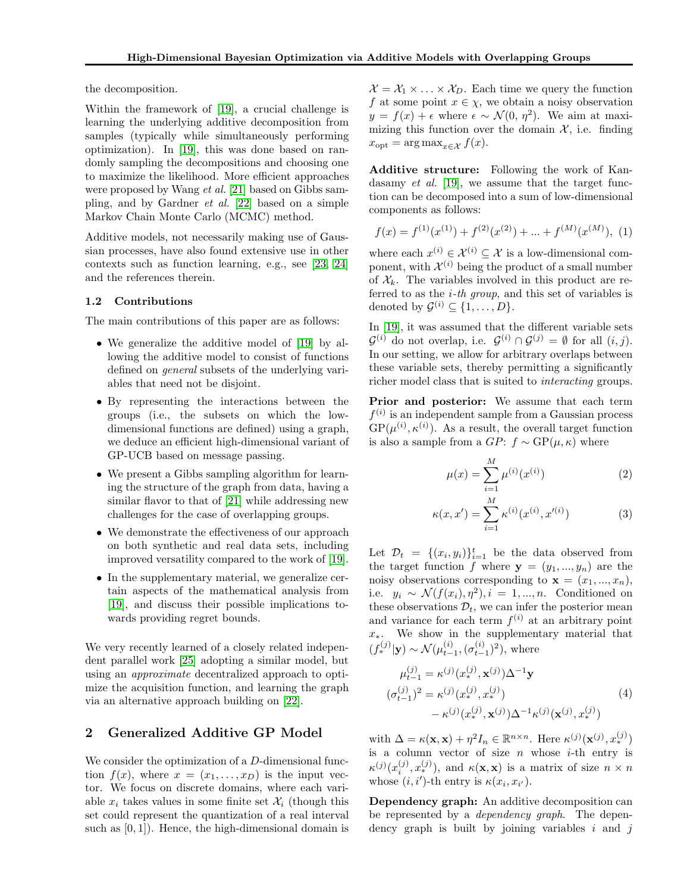the decomposition.

Within the framework of [19], a crucial challenge is learning the underlying additive decomposition from samples (typically while simultaneously performing optimization). In [19], this was done based on randomly sampling the decompositions and choosing one to maximize the likelihood. More efficient approaches were proposed by Wang *et al.* [21] based on Gibbs sampling, and by Gardner *et al.* [22] based on a simple Markov Chain Monte Carlo (MCMC) method.

Additive models, not necessarily making use of Gaussian processes, have also found extensive use in other contexts such as function learning, e.g., see [23, 24] and the references therein.

### 1.2 Contributions

The main contributions of this paper are as follows:

- We generalize the additive model of [19] by allowing the additive model to consist of functions defined on *general* subsets of the underlying variables that need not be disjoint.
- By representing the interactions between the groups (i.e., the subsets on which the low-dimensional functions are defined) using a graph, we deduce an efficient high-dimensional variant of GP-UCB based on message passing.
- We present a Gibbs sampling algorithm for learning the structure of the graph from data, having a similar flavor to that of [21] while addressing new challenges for the case of overlapping groups.
- We demonstrate the effectiveness of our approach on both synthetic and real data sets, including improved versatility compared to the work of [19].
- In the supplementary material, we generalize certain aspects of the mathematical analysis from [19], and discuss their possible implications towards providing regret bounds.

We very recently learned of a closely related independent parallel work [25] adopting a similar model, but using an *approximate* decentralized approach to optimize the acquisition function, and learning the graph via an alternative approach building on [22].

## 2 Generalized Additive GP Model

We consider the optimization of a $D$-dimensional function $f(x)$, where $x = (x_1, \ldots, x_D)$ is the input vector. We focus on discrete domains, where each variable $x_i$ takes values in some finite set $\mathcal{X}_i$ (though this set could represent the quantization of a real interval such as $[0, 1]$). Hence, the high-dimensional domain is $\mathcal{X} = \mathcal{X}_1 \times \ldots \times \mathcal{X}_D$. Each time we query the function $f$ at some point $x \in \chi$, we obtain a noisy observation $y = f(x) + \epsilon$ where $\epsilon \sim \mathcal{N}(0, \eta^2)$. We aim at maximizing this function over the domain $\mathcal{X}$, i.e. finding $x_{\text{opt}} = \arg\max_{x \in \mathcal{X}} f(x)$.

**Additive structure:** Following the work of Kandasamy *et al.* [19], we assume that the target function can be decomposed into a sum of low-dimensional components as follows:

$$f(x) = f^{(1)}(x^{(1)}) + f^{(2)}(x^{(2)}) + ... + f^{(M)}(x^{(M)}), \quad (1)$$

where each $x^{(i)} \in \mathcal{X}^{(i)} \subseteq \mathcal{X}$ is a low-dimensional component, with $\mathcal{X}^{(i)}$ being the product of a small number of $\mathcal{X}_k$. The variables involved in this product are referred to as the *i-th group*, and this set of variables is denoted by $\mathcal{G}^{(i)} \subseteq \{1, \ldots, D\}$.

In [19], it was assumed that the different variable sets $\mathcal{G}^{(i)}$ do not overlap, i.e. $\mathcal{G}^{(i)} \cap \mathcal{G}^{(j)} = \emptyset$ for all $(i, j)$. In our setting, we allow for arbitrary overlaps between these variable sets, thereby permitting a significantly richer model class that is suited to *interacting* groups.

**Prior and posterior:** We assume that each term $f^{(i)}$ is an independent sample from a Gaussian process $\text{GP}(\mu^{(i)}, \kappa^{(i)})$. As a result, the overall target function is also a sample from a $GP$: $f \sim \text{GP}(\mu, \kappa)$ where

$$\mu(x) = \sum_{i=1}^{M} \mu^{(i)}(x^{(i)}) \quad (2)$$

$$\kappa(x, x') = \sum_{i=1}^{M} \kappa^{(i)}(x^{(i)}, x'^{(i)}) \quad (3)$$

Let $\mathcal{D}_t = \{(x_i, y_i)\}_{i=1}^t$ be the data observed from the target function $f$ where $\mathbf{y} = (y_1, ..., y_n)$ are the noisy observations corresponding to $\mathbf{x} = (x_1, ..., x_n)$, i.e. $y_i \sim \mathcal{N}(f(x_i), \eta^2), i = 1, ..., n$. Conditioned on these observations $\mathcal{D}_t$, we can infer the posterior mean and variance for each term $f^{(i)}$ at an arbitrary point $x_*$. We show in the supplementary material that $(f_*^{(j)} | \mathbf{y}) \sim \mathcal{N}(\mu_{t-1}^{(i)}, (\sigma_{t-1}^{(i)})^2)$, where

$$\begin{aligned} \mu_{t-1}^{(j)} &= \kappa^{(j)}(x_*^{(j)}, \mathbf{x}^{(j)}) \Delta^{-1} \mathbf{y} \\ (\sigma_{t-1}^{(j)})^2 &= \kappa^{(j)}(x_*^{(j)}, x_*^{(j)}) \\ &\quad - \kappa^{(j)}(x_*^{(j)}, \mathbf{x}^{(j)}) \Delta^{-1} \kappa^{(j)}(\mathbf{x}^{(j)}, x_*^{(j)}) \end{aligned} \quad (4)$$

with $\Delta = \kappa(\mathbf{x}, \mathbf{x}) + \eta^2 I_n \in \mathbb{R}^{n \times n}$. Here $\kappa^{(j)}(\mathbf{x}^{(j)}, x_*^{(j)})$ is a column vector of size $n$ whose $i$-th entry is $\kappa^{(j)}(x_i^{(j)}, x_*^{(j)})$, and $\kappa(\mathbf{x}, \mathbf{x})$ is a matrix of size $n \times n$ whose $(i, i')$-th entry is $\kappa(x_i, x_{i'})$.

**Dependency graph:** An additive decomposition can be represented by a *dependency graph*. The dependency graph is built by joining variables $i$ and $j$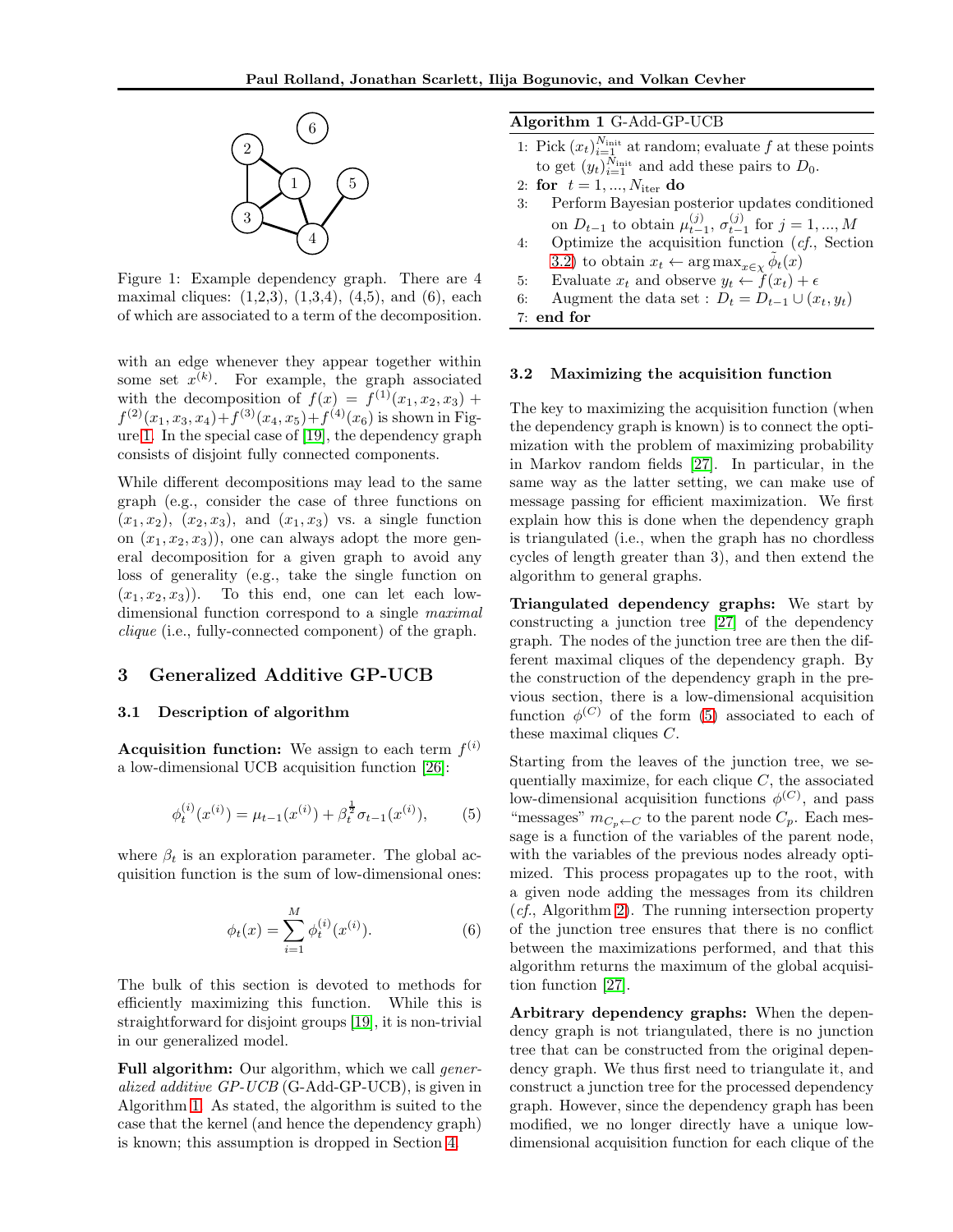Figure 1: Example dependency graph. There are 4 maximal cliques: (1,2,3), (1,3,4), (4,5), and (6), each of which are associated to a term of the decomposition.

with an edge whenever they appear together within some set $x^{(k)}$. For example, the graph associated with the decomposition of $f(x) = f^{(1)}(x_1, x_2, x_3) + f^{(2)}(x_1, x_3, x_4) + f^{(3)}(x_4, x_5) + f^{(4)}(x_6)$ is shown in Figure 1. In the special case of [19], the dependency graph consists of disjoint fully connected components.

While different decompositions may lead to the same graph (e.g., consider the case of three functions on $(x_1, x_2)$, $(x_2, x_3)$, and $(x_1, x_3)$ vs. a single function on $(x_1, x_2, x_3)$), one can always adopt the more general decomposition for a given graph to avoid any loss of generality (e.g., take the single function on $(x_1, x_2, x_3)$). To this end, one can let each low-dimensional function correspond to a single *maximal clique* (i.e., fully-connected component) of the graph.

## 3 Generalized Additive GP-UCB

### 3.1 Description of algorithm

**Acquisition function:** We assign to each term $f^{(i)}$ a low-dimensional UCB acquisition function [26]:

$$\phi_t^{(i)}(x^{(i)}) = \mu_{t-1}(x^{(i)}) + \beta_t^{\frac{1}{2}} \sigma_{t-1}(x^{(i)}), \qquad (5)$$

where $\beta_t$ is an exploration parameter. The global acquisition function is the sum of low-dimensional ones:

$$\phi_t(x) = \sum_{i=1}^{M} \phi_t^{(i)}(x^{(i)}). \qquad (6)$$

The bulk of this section is devoted to methods for efficiently maximizing this function. While this is straightforward for disjoint groups [19], it is non-trivial in our generalized model.

**Full algorithm:** Our algorithm, which we call *generalized additive GP-UCB* (G-Add-GP-UCB), is given in Algorithm 1. As stated, the algorithm is suited to the case that the kernel (and hence the dependency graph) is known; this assumption is dropped in Section 4.

**Algorithm 1** G-Add-GP-UCB

1: Pick $(x_t)_{i=1}^{N_{\text{init}}}$ at random; evaluate $f$ at these points to get $(y_t)_{i=1}^{N_{\text{init}}}$ and add these pairs to $D_0$.
2: **for** $t = 1, ..., N_{\text{iter}}$ **do**
3: Perform Bayesian posterior updates conditioned on $D_{t-1}$ to obtain $\mu_{t-1}^{(j)}$, $\sigma_{t-1}^{(j)}$ for $j = 1, ..., M$
4: Optimize the acquisition function (*cf.*, Section 3.2) to obtain $x_t \leftarrow \arg\max_{x \in \chi} \tilde{\phi}_t(x)$
5: Evaluate $x_t$ and observe $y_t \leftarrow f(x_t) + \epsilon$
6: Augment the data set : $D_t = D_{t-1} \cup (x_t, y_t)$
7: **end for**

### 3.2 Maximizing the acquisition function

The key to maximizing the acquisition function (when the dependency graph is known) is to connect the optimization with the problem of maximizing probability in Markov random fields [27]. In particular, in the same way as the latter setting, we can make use of message passing for efficient maximization. We first explain how this is done when the dependency graph is triangulated (i.e., when the graph has no chordless cycles of length greater than 3), and then extend the algorithm to general graphs.

**Triangulated dependency graphs:** We start by constructing a junction tree [27] of the dependency graph. The nodes of the junction tree are then the different maximal cliques of the dependency graph. By the construction of the dependency graph in the previous section, there is a low-dimensional acquisition function $\phi^{(C)}$ of the form (5) associated to each of these maximal cliques $C$.

Starting from the leaves of the junction tree, we sequentially maximize, for each clique $C$, the associated low-dimensional acquisition functions $\phi^{(C)}$, and pass "messages" $m_{C_p \leftarrow C}$ to the parent node $C_p$. Each message is a function of the variables of the parent node, with the variables of the previous nodes already optimized. This process propagates up to the root, with a given node adding the messages from its children (*cf.*, Algorithm 2). The running intersection property of the junction tree ensures that there is no conflict between the maximizations performed, and that this algorithm returns the maximum of the global acquisition function [27].

**Arbitrary dependency graphs:** When the dependency graph is not triangulated, there is no junction tree that can be constructed from the original dependency graph. We thus first need to triangulate it, and construct a junction tree for the processed dependency graph. However, since the dependency graph has been modified, we no longer directly have a unique low-dimensional acquisition function for each clique of the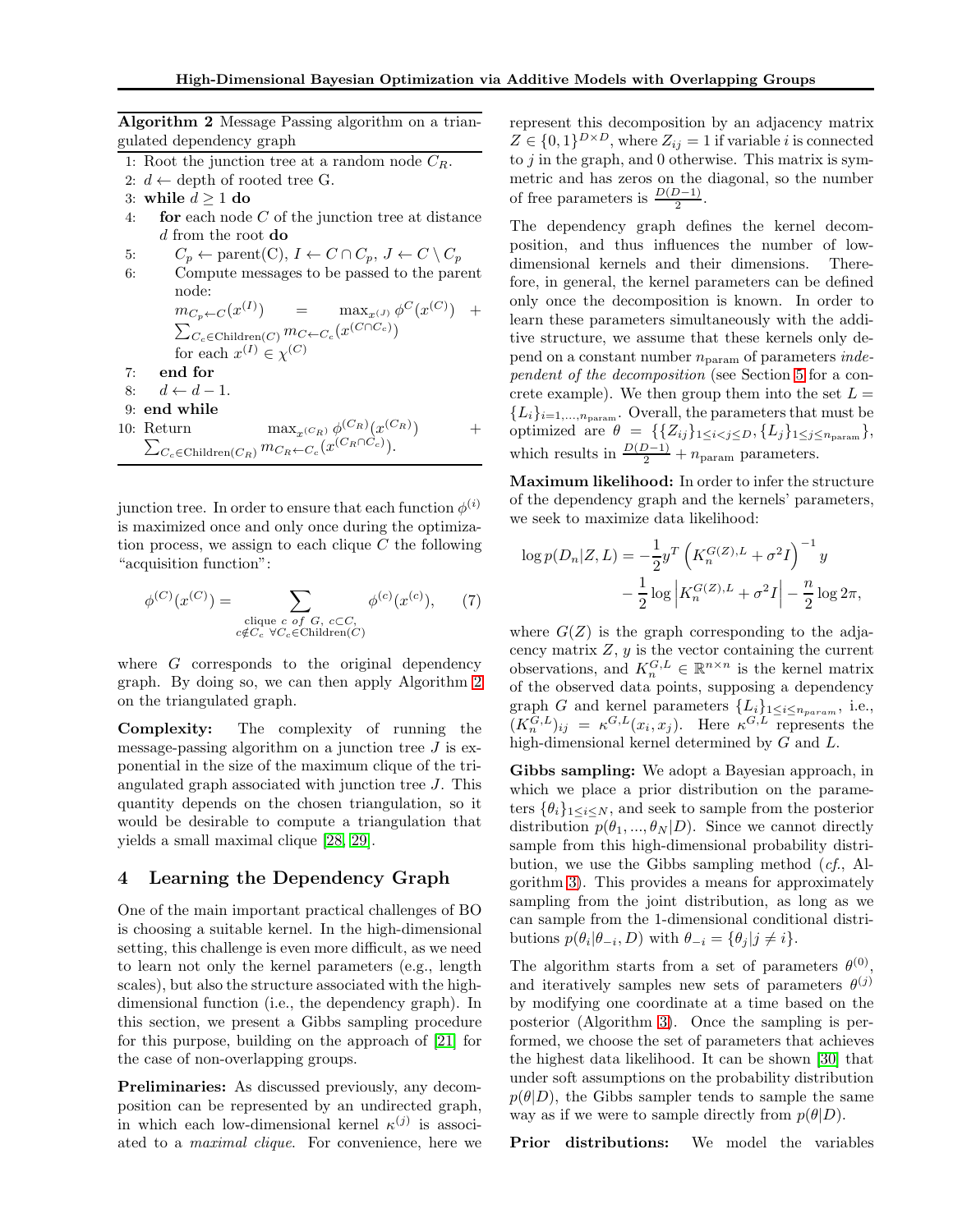**Algorithm 2** Message Passing algorithm on a triangulated dependency graph

1: Root the junction tree at a random node $C_R$.
2: $d \leftarrow$ depth of rooted tree G.
3: **while** $d \geq 1$ **do**
4: **for** each node $C$ of the junction tree at distance $d$ from the root **do**
5: $C_p \leftarrow \text{parent(C)}, I \leftarrow C \cap C_p, J \leftarrow C \setminus C_p$
6: Compute messages to be passed to the parent node:
$m_{C_p \leftarrow C}(x^{(I)}) = \max_{x^{(J)}} \phi^C(x^{(C)}) + \sum_{C_c \in \text{Children}(C)} m_{C \leftarrow C_c}(x^{(C \cap C_c)})$
for each $x^{(I)} \in \chi^{(C)}$
7: **end for**
8: $d \leftarrow d - 1$.
9: **end while**
10: Return $\max_{x^{(C_R)}} \phi^{(C_R)}(x^{(C_R)}) + \sum_{C_c \in \text{Children}(C_R)} m_{C_R \leftarrow C_c}(x^{(C_R \cap C_c)})$.

junction tree. In order to ensure that each function $\phi^{(i)}$ is maximized once and only once during the optimization process, we assign to each clique $C$ the following "acquisition function":

$$\phi^{(C)}(x^{(C)}) = \sum_{\substack{\text{clique } c \text{ of } G,\ c \subset C, \\ c \notin C_c\ \forall C_c \in \text{Children}(C)}} \phi^{(c)}(x^{(c)}), \tag{7}$$

where $G$ corresponds to the original dependency graph. By doing so, we can then apply Algorithm 2 on the triangulated graph.

**Complexity:** The complexity of running the message-passing algorithm on a junction tree $J$ is exponential in the size of the maximum clique of the triangulated graph associated with junction tree $J$. This quantity depends on the chosen triangulation, so it would be desirable to compute a triangulation that yields a small maximal clique [28, 29].

## 4 Learning the Dependency Graph

One of the main important practical challenges of BO is choosing a suitable kernel. In the high-dimensional setting, this challenge is even more difficult, as we need to learn not only the kernel parameters (e.g., length scales), but also the structure associated with the high-dimensional function (i.e., the dependency graph). In this section, we present a Gibbs sampling procedure for this purpose, building on the approach of [21] for the case of non-overlapping groups.

**Preliminaries:** As discussed previously, any decomposition can be represented by an undirected graph, in which each low-dimensional kernel $\kappa^{(j)}$ is associated to a *maximal clique*. For convenience, here we represent this decomposition by an adjacency matrix $Z \in \{0,1\}^{D \times D}$, where $Z_{ij} = 1$ if variable $i$ is connected to $j$ in the graph, and 0 otherwise. This matrix is symmetric and has zeros on the diagonal, so the number of free parameters is $\frac{D(D-1)}{2}$.

The dependency graph defines the kernel decomposition, and thus influences the number of low-dimensional kernels and their dimensions. Therefore, in general, the kernel parameters can be defined only once the decomposition is known. In order to learn these parameters simultaneously with the additive structure, we assume that these kernels only depend on a constant number $n_{\text{param}}$ of parameters *independent of the decomposition* (see Section 5 for a concrete example). We then group them into the set $L = \{L_i\}_{i=1,\dots,n_{\text{param}}}$. Overall, the parameters that must be optimized are $\theta = \{\{Z_{ij}\}_{1 \leq i < j \leq D}, \{L_j\}_{1 \leq j \leq n_{\text{param}}}\}$, which results in $\frac{D(D-1)}{2} + n_{\text{param}}$ parameters.

**Maximum likelihood:** In order to infer the structure of the dependency graph and the kernels' parameters, we seek to maximize data likelihood:

$$\log p(D_n|Z,L) = -\frac{1}{2} y^T \left(K_n^{G(Z),L} + \sigma^2 I\right)^{-1} y - \frac{1}{2} \log \left|K_n^{G(Z),L} + \sigma^2 I\right| - \frac{n}{2} \log 2\pi,$$

where $G(Z)$ is the graph corresponding to the adjacency matrix $Z$, $y$ is the vector containing the current observations, and $K_n^{G,L} \in \mathbb{R}^{n \times n}$ is the kernel matrix of the observed data points, supposing a dependency graph $G$ and kernel parameters $\{L_i\}_{1 \leq i \leq n_{param}}$, i.e., $(K_n^{G,L})_{ij} = \kappa^{G,L}(x_i, x_j)$. Here $\kappa^{G,L}$ represents the high-dimensional kernel determined by $G$ and $L$.

**Gibbs sampling:** We adopt a Bayesian approach, in which we place a prior distribution on the parameters $\{\theta_i\}_{1 \leq i \leq N}$, and seek to sample from the posterior distribution $p(\theta_1, ..., \theta_N|D)$. Since we cannot directly sample from this high-dimensional probability distribution, we use the Gibbs sampling method (*cf.*, Algorithm 3). This provides a means for approximately sampling from the joint distribution, as long as we can sample from the 1-dimensional conditional distributions $p(\theta_i|\theta_{-i}, D)$ with $\theta_{-i} = \{\theta_j | j \neq i\}$.

The algorithm starts from a set of parameters $\theta^{(0)}$, and iteratively samples new sets of parameters $\theta^{(j)}$ by modifying one coordinate at a time based on the posterior (Algorithm 3). Once the sampling is performed, we choose the set of parameters that achieves the highest data likelihood. It can be shown [30] that under soft assumptions on the probability distribution $p(\theta|D)$, the Gibbs sampler tends to sample the same way as if we were to sample directly from $p(\theta|D)$.

**Prior distributions:** We model the variables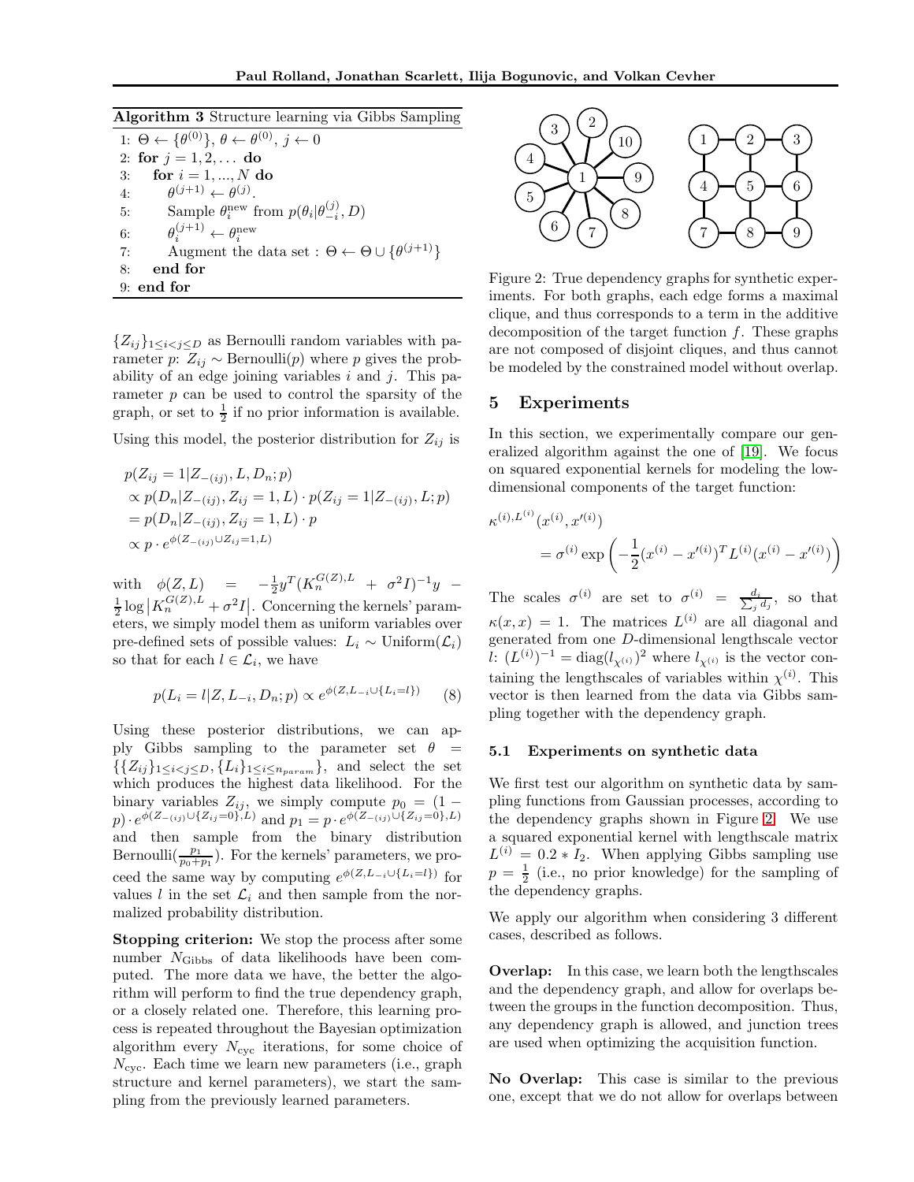**Algorithm 3** Structure learning via Gibbs Sampling

```
1: Θ ← {θ^(0)}, θ ← θ^(0), j ← 0
2: for j = 1, 2, ... do
3:     for i = 1, ..., N do
4:         θ^(j+1) ← θ^(j).
5:         Sample θ_i^new from p(θ_i | θ_{-i}^(j), D)
6:         θ_i^(j+1) ← θ_i^new
7:         Augment the data set : Θ ← Θ ∪ {θ^(j+1)}
8:     end for
9: end for
```

$\{Z_{ij}\}_{1\le i<j\le D}$ as Bernoulli random variables with parameter $p$: $Z_{ij} \sim \text{Bernoulli}(p)$ where $p$ gives the probability of an edge joining variables $i$ and $j$. This parameter $p$ can be used to control the sparsity of the graph, or set to $\frac{1}{2}$ if no prior information is available.

Using this model, the posterior distribution for $Z_{ij}$ is

$$
\begin{aligned}
&p(Z_{ij}=1|Z_{-(ij)}, L, D_n; p) \\
&\propto p(D_n|Z_{-(ij)}, Z_{ij}=1, L)\cdot p(Z_{ij}=1|Z_{-(ij)}, L; p) \\
&= p(D_n|Z_{-(ij)}, Z_{ij}=1, L)\cdot p \\
&\propto p\cdot e^{\phi(Z_{-(ij)}\cup Z_{ij}=1, L)}
\end{aligned}
$$

with $\phi(Z,L) = -\frac{1}{2}y^T(K_n^{G(Z),L}+\sigma^2 I)^{-1}y - \frac{1}{2}\log\left|K_n^{G(Z),L}+\sigma^2 I\right|$. Concerning the kernels' parameters, we simply model them as uniform variables over pre-defined sets of possible values: $L_i \sim \text{Uniform}(\mathcal{L}_i)$ so that for each $l \in \mathcal{L}_i$, we have

$$
p(L_i = l|Z, L_{-i}, D_n; p) \propto e^{\phi(Z, L_{-i}\cup\{L_i=l\})} \qquad (8)
$$

Using these posterior distributions, we can apply Gibbs sampling to the parameter set $\theta = \{\{Z_{ij}\}_{1\le i<j\le D}, \{L_i\}_{1\le i\le n_{param}}\}$, and select the set which produces the highest data likelihood. For the binary variables $Z_{ij}$, we simply compute $p_0 = (1-p)\cdot e^{\phi(Z_{-(ij)}\cup\{Z_{ij}=0\},L)}$ and $p_1 = p\cdot e^{\phi(Z_{-(ij)}\cup\{Z_{ij}=0\},L)}$ and then sample from the binary distribution $\text{Bernoulli}(\frac{p_1}{p_0+p_1})$. For the kernels' parameters, we proceed the same way by computing $e^{\phi(Z,L_{-i}\cup\{L_i=l\})}$ for values $l$ in the set $\mathcal{L}_i$ and then sample from the normalized probability distribution.

**Stopping criterion:** We stop the process after some number $N_{\text{Gibbs}}$ of data likelihoods have been computed. The more data we have, the better the algorithm will perform to find the true dependency graph, or a closely related one. Therefore, this learning process is repeated throughout the Bayesian optimization algorithm every $N_{\text{cyc}}$ iterations, for some choice of $N_{\text{cyc}}$. Each time we learn new parameters (i.e., graph structure and kernel parameters), we start the sampling from the previously learned parameters.

Figure 2: True dependency graphs for synthetic experiments. For both graphs, each edge forms a maximal clique, and thus corresponds to a term in the additive decomposition of the target function $f$. These graphs are not composed of disjoint cliques, and thus cannot be modeled by the constrained model without overlap.

## 5 Experiments

In this section, we experimentally compare our generalized algorithm against the one of [19]. We focus on squared exponential kernels for modeling the low-dimensional components of the target function:

$$
\kappa^{(i),L^{(i)}}(x^{(i)}, x'^{(i)}) = \sigma^{(i)}\exp\left(-\frac{1}{2}(x^{(i)}-x'^{(i)})^T L^{(i)}(x^{(i)}-x'^{(i)})\right)
$$

The scales $\sigma^{(i)}$ are set to $\sigma^{(i)} = \frac{d_i}{\sum_j d_j}$, so that $\kappa(x,x)=1$. The matrices $L^{(i)}$ are all diagonal and generated from one $D$-dimensional lengthscale vector $l$: $(L^{(i)})^{-1} = \text{diag}(l_{\chi^{(i)}})^2$ where $l_{\chi^{(i)}}$ is the vector containing the lengthscales of variables within $\chi^{(i)}$. This vector is then learned from the data via Gibbs sampling together with the dependency graph.

### 5.1 Experiments on synthetic data

We first test our algorithm on synthetic data by sampling functions from Gaussian processes, according to the dependency graphs shown in Figure 2. We use a squared exponential kernel with lengthscale matrix $L^{(i)} = 0.2 * I_2$. When applying Gibbs sampling use $p=\frac{1}{2}$ (i.e., no prior knowledge) for the sampling of the dependency graphs.

We apply our algorithm when considering 3 different cases, described as follows.

**Overlap:** In this case, we learn both the lengthscales and the dependency graph, and allow for overlaps between the groups in the function decomposition. Thus, any dependency graph is allowed, and junction trees are used when optimizing the acquisition function.

**No Overlap:** This case is similar to the previous one, except that we do not allow for overlaps between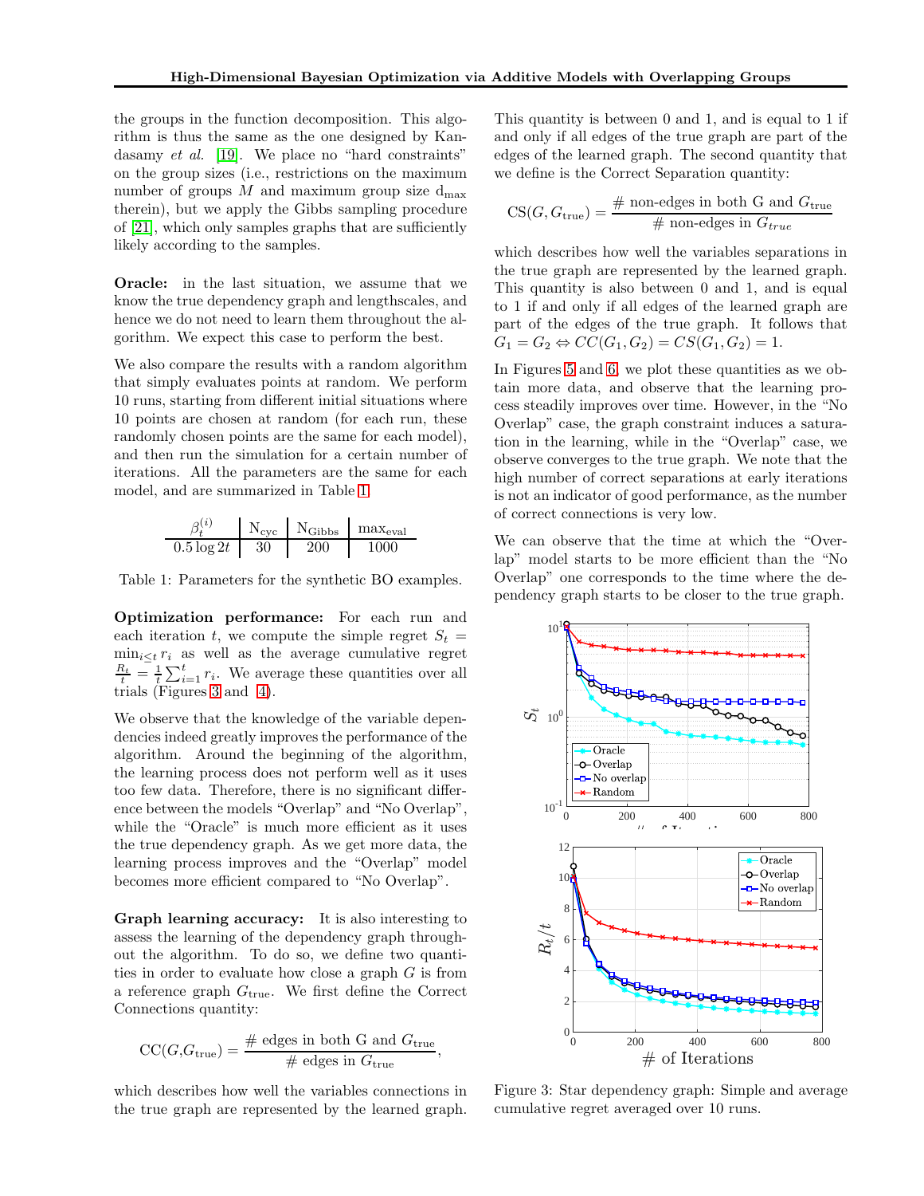the groups in the function decomposition. This algorithm is thus the same as the one designed by Kandasamy *et al.* [19]. We place no "hard constraints" on the group sizes (i.e., restrictions on the maximum number of groups $M$ and maximum group size $d_{max}$ therein), but we apply the Gibbs sampling procedure of [21], which only samples graphs that are sufficiently likely according to the samples.

**Oracle:** in the last situation, we assume that we know the true dependency graph and lengthscales, and hence we do not need to learn them throughout the algorithm. We expect this case to perform the best.

We also compare the results with a random algorithm that simply evaluates points at random. We perform 10 runs, starting from different initial situations where 10 points are chosen at random (for each run, these randomly chosen points are the same for each model), and then run the simulation for a certain number of iterations. All the parameters are the same for each model, and are summarized in Table 1.

| $\beta_t^{(i)}$ | $N_{cyc}$ | $N_{Gibbs}$ | $max_{eval}$ |
|---|---|---|---|
| $0.5 \log 2t$ | 30 | 200 | 1000 |

Table 1: Parameters for the synthetic BO examples.

**Optimization performance:** For each run and each iteration $t$, we compute the simple regret $S_t = \min_{i \le t} r_i$ as well as the average cumulative regret $\frac{R_t}{t} = \frac{1}{t}\sum_{i=1}^{t} r_i$. We average these quantities over all trials (Figures 3 and 4).

We observe that the knowledge of the variable dependencies indeed greatly improves the performance of the algorithm. Around the beginning of the algorithm, the learning process does not perform well as it uses too few data. Therefore, there is no significant difference between the models "Overlap" and "No Overlap", while the "Oracle" is much more efficient as it uses the true dependency graph. As we get more data, the learning process improves and the "Overlap" model becomes more efficient compared to "No Overlap".

**Graph learning accuracy:** It is also interesting to assess the learning of the dependency graph throughout the algorithm. To do so, we define two quantities in order to evaluate how close a graph $G$ is from a reference graph $G_{\text{true}}$. We first define the Correct Connections quantity:

$$\text{CC}(G, G_{\text{true}}) = \frac{\#\text{ edges in both G and } G_{\text{true}}}{\#\text{ edges in } G_{\text{true}}},$$

which describes how well the variables connections in the true graph are represented by the learned graph. This quantity is between 0 and 1, and is equal to 1 if and only if all edges of the true graph are part of the edges of the learned graph. The second quantity that we define is the Correct Separation quantity:

$$\text{CS}(G, G_{\text{true}}) = \frac{\#\text{ non-edges in both G and } G_{\text{true}}}{\#\text{ non-edges in } G_{true}}$$

which describes how well the variables separations in the true graph are represented by the learned graph. This quantity is also between 0 and 1, and is equal to 1 if and only if all edges of the learned graph are part of the edges of the true graph. It follows that $G_1 = G_2 \Leftrightarrow CC(G_1, G_2) = CS(G_1, G_2) = 1$.

In Figures 5 and 6, we plot these quantities as we obtain more data, and observe that the learning process steadily improves over time. However, in the "No Overlap" case, the graph constraint induces a saturation in the learning, while in the "Overlap" case, we observe converges to the true graph. We note that the high number of correct separations at early iterations is not an indicator of good performance, as the number of correct connections is very low.

We can observe that the time at which the "Overlap" model starts to be more efficient than the "No Overlap" one corresponds to the time where the dependency graph starts to be closer to the true graph.

Figure 3: Star dependency graph: Simple and average cumulative regret averaged over 10 runs.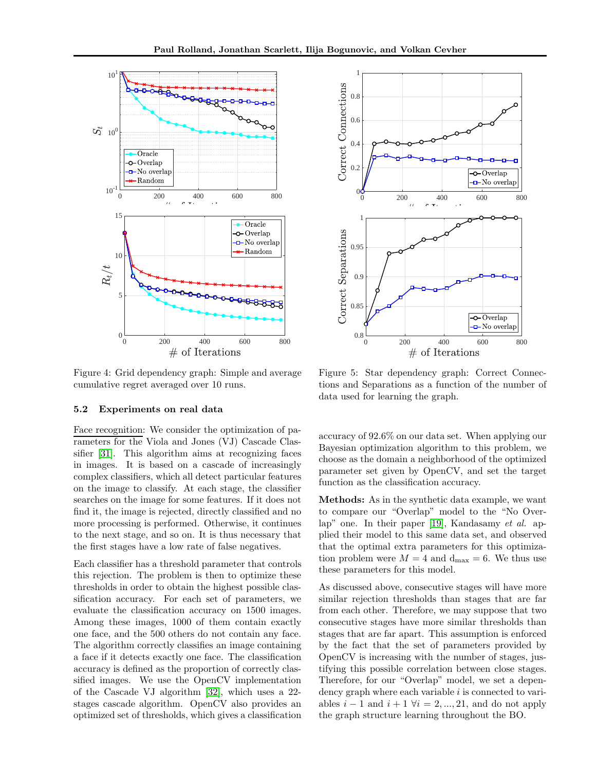Figure 4: Grid dependency graph: Simple and average cumulative regret averaged over 10 runs.

Figure 5: Star dependency graph: Correct Connections and Separations as a function of the number of data used for learning the graph.

### 5.2 Experiments on real data

Face recognition: We consider the optimization of parameters for the Viola and Jones (VJ) Cascade Classifier [31]. This algorithm aims at recognizing faces in images. It is based on a cascade of increasingly complex classifiers, which all detect particular features on the image to classify. At each stage, the classifier searches on the image for some features. If it does not find it, the image is rejected, directly classified and no more processing is performed. Otherwise, it continues to the next stage, and so on. It is thus necessary that the first stages have a low rate of false negatives.

Each classifier has a threshold parameter that controls this rejection. The problem is then to optimize these thresholds in order to obtain the highest possible classification accuracy. For each set of parameters, we evaluate the classification accuracy on 1500 images. Among these images, 1000 of them contain exactly one face, and the 500 others do not contain any face. The algorithm correctly classifies an image containing a face if it detects exactly one face. The classification accuracy is defined as the proportion of correctly classified images. We use the OpenCV implementation of the Cascade VJ algorithm [32], which uses a 22-stages cascade algorithm. OpenCV also provides an optimized set of thresholds, which gives a classification accuracy of 92.6% on our data set. When applying our Bayesian optimization algorithm to this problem, we choose as the domain a neighborhood of the optimized parameter set given by OpenCV, and set the target function as the classification accuracy.

**Methods:** As in the synthetic data example, we want to compare our "Overlap" model to the "No Overlap" one. In their paper [19], Kandasamy *et al.* applied their model to this same data set, and observed that the optimal extra parameters for this optimization problem were $M = 4$ and $d_{\max} = 6$. We thus use these parameters for this model.

As discussed above, consecutive stages will have more similar rejection thresholds than stages that are far from each other. Therefore, we may suppose that two consecutive stages have more similar thresholds than stages that are far apart. This assumption is enforced by the fact that the set of parameters provided by OpenCV is increasing with the number of stages, justifying this possible correlation between close stages. Therefore, for our "Overlap" model, we set a dependency graph where each variable $i$ is connected to variables $i-1$ and $i+1$ $\forall i = 2, ..., 21$, and do not apply the graph structure learning throughout the BO.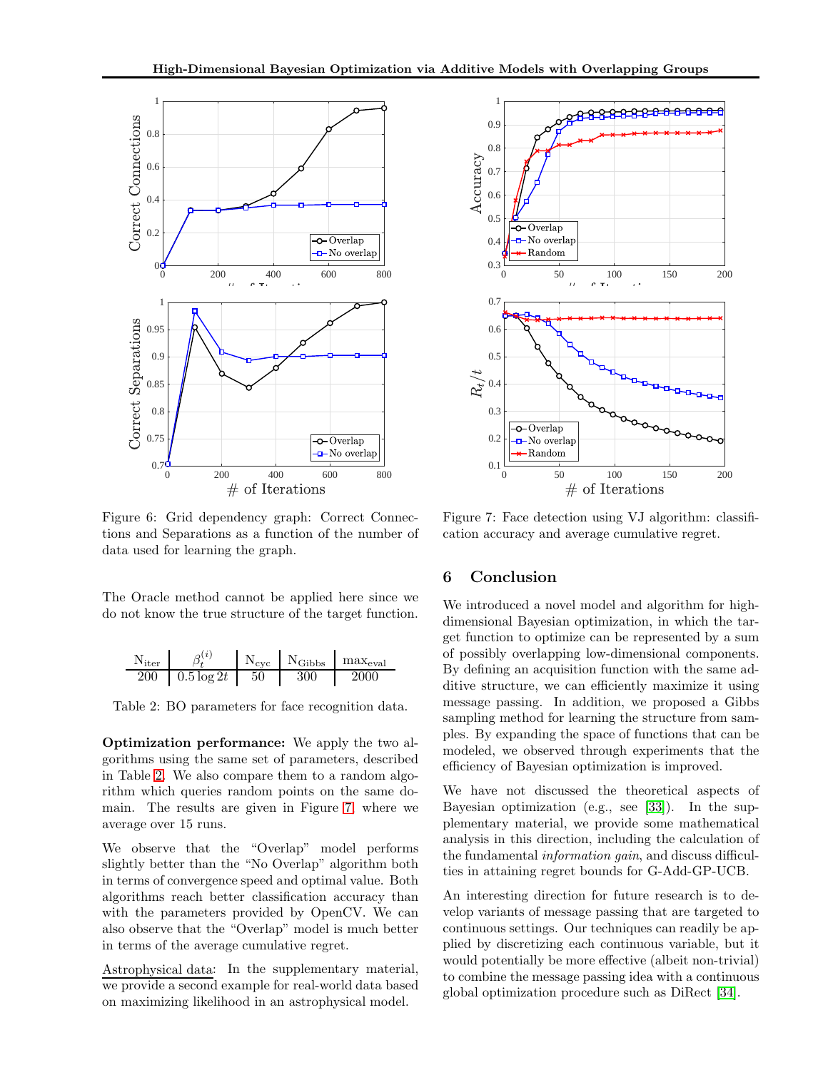Figure 6: Grid dependency graph: Correct Connections and Separations as a function of the number of data used for learning the graph.

Figure 7: Face detection using VJ algorithm: classification accuracy and average cumulative regret.

The Oracle method cannot be applied here since we do not know the true structure of the target function.

| $N_{iter}$ | $\beta_t^{(i)}$ | $N_{cyc}$ | $N_{Gibbs}$ | $max_{eval}$ |
|---|---|---|---|---|
| 200 | $0.5 \log 2t$ | 50 | 300 | 2000 |

Table 2: BO parameters for face recognition data.

**Optimization performance:** We apply the two algorithms using the same set of parameters, described in Table 2. We also compare them to a random algorithm which queries random points on the same domain. The results are given in Figure 7, where we average over 15 runs.

We observe that the "Overlap" model performs slightly better than the "No Overlap" algorithm both in terms of convergence speed and optimal value. Both algorithms reach better classification accuracy than with the parameters provided by OpenCV. We can also observe that the "Overlap" model is much better in terms of the average cumulative regret.

Astrophysical data: In the supplementary material, we provide a second example for real-world data based on maximizing likelihood in an astrophysical model.

## 6 Conclusion

We introduced a novel model and algorithm for high-dimensional Bayesian optimization, in which the target function to optimize can be represented by a sum of possibly overlapping low-dimensional components. By defining an acquisition function with the same additive structure, we can efficiently maximize it using message passing. In addition, we proposed a Gibbs sampling method for learning the structure from samples. By expanding the space of functions that can be modeled, we observed through experiments that the efficiency of Bayesian optimization is improved.

We have not discussed the theoretical aspects of Bayesian optimization (e.g., see [33]). In the supplementary material, we provide some mathematical analysis in this direction, including the calculation of the fundamental *information gain*, and discuss difficulties in attaining regret bounds for G-Add-GP-UCB.

An interesting direction for future research is to develop variants of message passing that are targeted to continuous settings. Our techniques can readily be applied by discretizing each continuous variable, but it would potentially be more effective (albeit non-trivial) to combine the message passing idea with a continuous global optimization procedure such as DiRect [34].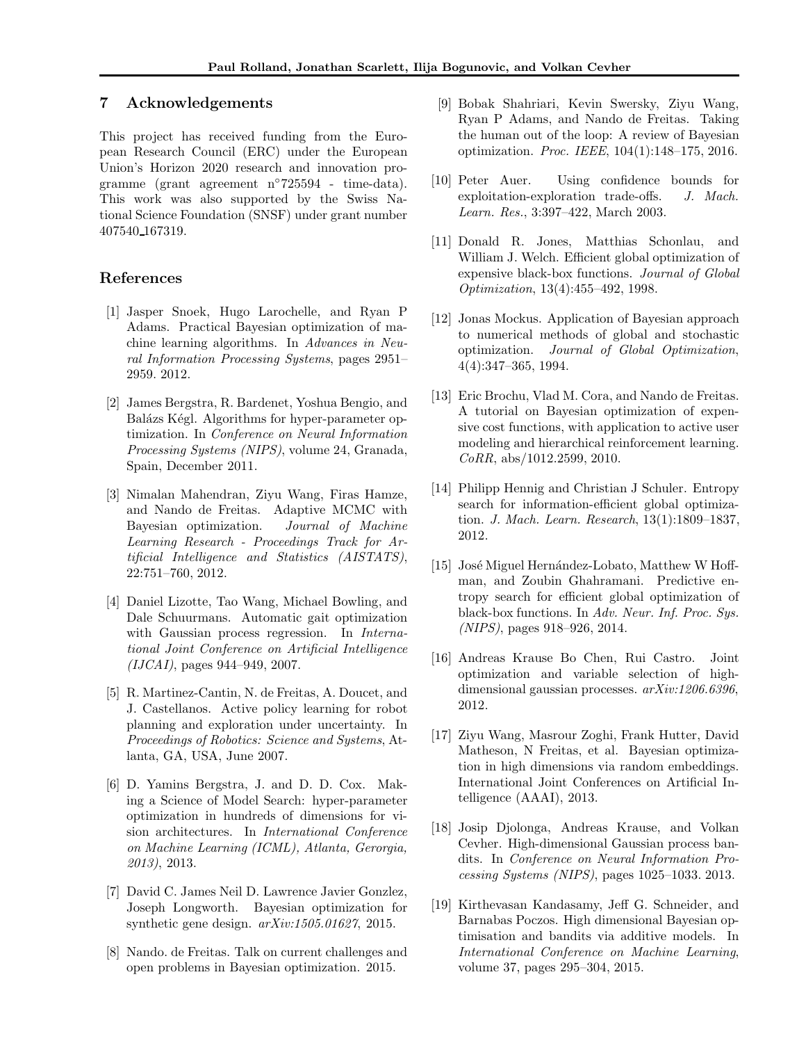## 7 Acknowledgements

This project has received funding from the European Research Council (ERC) under the European Union's Horizon 2020 research and innovation programme (grant agreement n°725594 - time-data). This work was also supported by the Swiss National Science Foundation (SNSF) under grant number 407540_167319.

## References

[1] Jasper Snoek, Hugo Larochelle, and Ryan P Adams. Practical Bayesian optimization of machine learning algorithms. In *Advances in Neural Information Processing Systems*, pages 2951–2959. 2012.

[2] James Bergstra, R. Bardenet, Yoshua Bengio, and Balázs Kégl. Algorithms for hyper-parameter optimization. In *Conference on Neural Information Processing Systems (NIPS)*, volume 24, Granada, Spain, December 2011.

[3] Nimalan Mahendran, Ziyu Wang, Firas Hamze, and Nando de Freitas. Adaptive MCMC with Bayesian optimization. *Journal of Machine Learning Research - Proceedings Track for Artificial Intelligence and Statistics (AISTATS)*, 22:751–760, 2012.

[4] Daniel Lizotte, Tao Wang, Michael Bowling, and Dale Schuurmans. Automatic gait optimization with Gaussian process regression. In *International Joint Conference on Artificial Intelligence (IJCAI)*, pages 944–949, 2007.

[5] R. Martinez-Cantin, N. de Freitas, A. Doucet, and J. Castellanos. Active policy learning for robot planning and exploration under uncertainty. In *Proceedings of Robotics: Science and Systems*, Atlanta, GA, USA, June 2007.

[6] D. Yamins Bergstra, J. and D. D. Cox. Making a Science of Model Search: hyper-parameter optimization in hundreds of dimensions for vision architectures. In *International Conference on Machine Learning (ICML), Atlanta, Gerorgia, 2013)*, 2013.

[7] David C. James Neil D. Lawrence Javier Gonzlez, Joseph Longworth. Bayesian optimization for synthetic gene design. *arXiv:1505.01627*, 2015.

[8] Nando. de Freitas. Talk on current challenges and open problems in Bayesian optimization. 2015.

[9] Bobak Shahriari, Kevin Swersky, Ziyu Wang, Ryan P Adams, and Nando de Freitas. Taking the human out of the loop: A review of Bayesian optimization. *Proc. IEEE*, 104(1):148–175, 2016.

[10] Peter Auer. Using confidence bounds for exploitation-exploration trade-offs. *J. Mach. Learn. Res.*, 3:397–422, March 2003.

[11] Donald R. Jones, Matthias Schonlau, and William J. Welch. Efficient global optimization of expensive black-box functions. *Journal of Global Optimization*, 13(4):455–492, 1998.

[12] Jonas Mockus. Application of Bayesian approach to numerical methods of global and stochastic optimization. *Journal of Global Optimization*, 4(4):347–365, 1994.

[13] Eric Brochu, Vlad M. Cora, and Nando de Freitas. A tutorial on Bayesian optimization of expensive cost functions, with application to active user modeling and hierarchical reinforcement learning. *CoRR*, abs/1012.2599, 2010.

[14] Philipp Hennig and Christian J Schuler. Entropy search for information-efficient global optimization. *J. Mach. Learn. Research*, 13(1):1809–1837, 2012.

[15] José Miguel Hernández-Lobato, Matthew W Hoffman, and Zoubin Ghahramani. Predictive entropy search for efficient global optimization of black-box functions. In *Adv. Neur. Inf. Proc. Sys. (NIPS)*, pages 918–926, 2014.

[16] Andreas Krause Bo Chen, Rui Castro. Joint optimization and variable selection of high-dimensional gaussian processes. *arXiv:1206.6396*, 2012.

[17] Ziyu Wang, Masrour Zoghi, Frank Hutter, David Matheson, N Freitas, et al. Bayesian optimization in high dimensions via random embeddings. International Joint Conferences on Artificial Intelligence (AAAI), 2013.

[18] Josip Djolonga, Andreas Krause, and Volkan Cevher. High-dimensional Gaussian process bandits. In *Conference on Neural Information Processing Systems (NIPS)*, pages 1025–1033. 2013.

[19] Kirthevasan Kandasamy, Jeff G. Schneider, and Barnabas Poczos. High dimensional Bayesian optimisation and bandits via additive models. In *International Conference on Machine Learning*, volume 37, pages 295–304, 2015.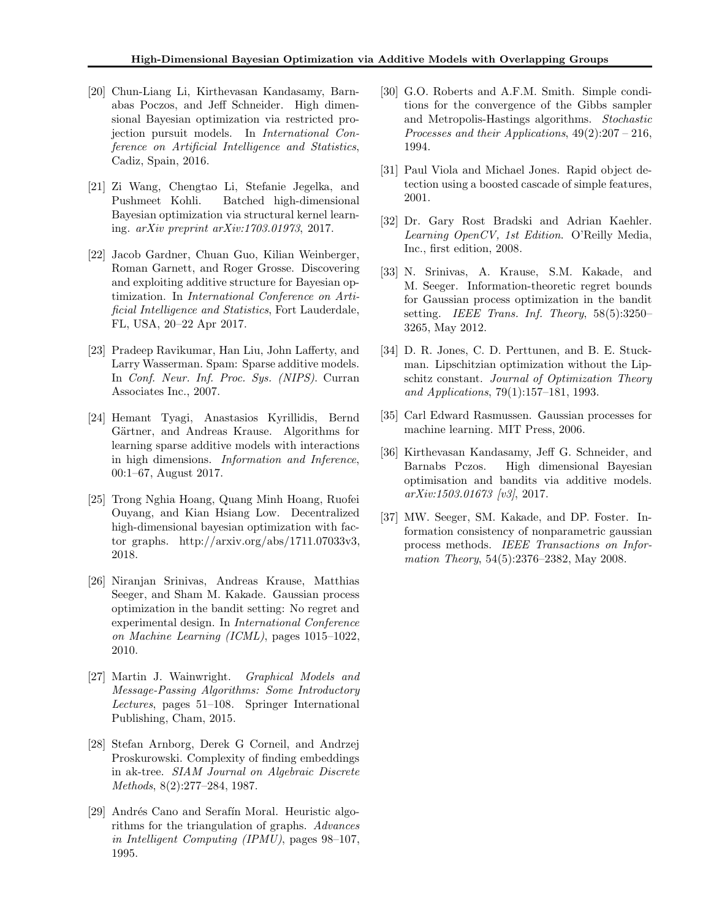[20] Chun-Liang Li, Kirthevasan Kandasamy, Barnabas Poczos, and Jeff Schneider. High dimensional Bayesian optimization via restricted projection pursuit models. In *International Conference on Artificial Intelligence and Statistics*, Cadiz, Spain, 2016.

[21] Zi Wang, Chengtao Li, Stefanie Jegelka, and Pushmeet Kohli. Batched high-dimensional Bayesian optimization via structural kernel learning. *arXiv preprint arXiv:1703.01973*, 2017.

[22] Jacob Gardner, Chuan Guo, Kilian Weinberger, Roman Garnett, and Roger Grosse. Discovering and exploiting additive structure for Bayesian optimization. In *International Conference on Artificial Intelligence and Statistics*, Fort Lauderdale, FL, USA, 20–22 Apr 2017.

[23] Pradeep Ravikumar, Han Liu, John Lafferty, and Larry Wasserman. Spam: Sparse additive models. In *Conf. Neur. Inf. Proc. Sys. (NIPS)*. Curran Associates Inc., 2007.

[24] Hemant Tyagi, Anastasios Kyrillidis, Bernd Gärtner, and Andreas Krause. Algorithms for learning sparse additive models with interactions in high dimensions. *Information and Inference*, 00:1–67, August 2017.

[25] Trong Nghia Hoang, Quang Minh Hoang, Ruofei Ouyang, and Kian Hsiang Low. Decentralized high-dimensional bayesian optimization with factor graphs. http://arxiv.org/abs/1711.07033v3, 2018.

[26] Niranjan Srinivas, Andreas Krause, Matthias Seeger, and Sham M. Kakade. Gaussian process optimization in the bandit setting: No regret and experimental design. In *International Conference on Machine Learning (ICML)*, pages 1015–1022, 2010.

[27] Martin J. Wainwright. *Graphical Models and Message-Passing Algorithms: Some Introductory Lectures*, pages 51–108. Springer International Publishing, Cham, 2015.

[28] Stefan Arnborg, Derek G Corneil, and Andrzej Proskurowski. Complexity of finding embeddings in ak-tree. *SIAM Journal on Algebraic Discrete Methods*, 8(2):277–284, 1987.

[29] Andrés Cano and Serafín Moral. Heuristic algorithms for the triangulation of graphs. *Advances in Intelligent Computing (IPMU)*, pages 98–107, 1995.

[30] G.O. Roberts and A.F.M. Smith. Simple conditions for the convergence of the Gibbs sampler and Metropolis-Hastings algorithms. *Stochastic Processes and their Applications*, 49(2):207 – 216, 1994.

[31] Paul Viola and Michael Jones. Rapid object detection using a boosted cascade of simple features, 2001.

[32] Dr. Gary Rost Bradski and Adrian Kaehler. *Learning OpenCV, 1st Edition*. O'Reilly Media, Inc., first edition, 2008.

[33] N. Srinivas, A. Krause, S.M. Kakade, and M. Seeger. Information-theoretic regret bounds for Gaussian process optimization in the bandit setting. *IEEE Trans. Inf. Theory*, 58(5):3250–3265, May 2012.

[34] D. R. Jones, C. D. Perttunen, and B. E. Stuckman. Lipschitzian optimization without the Lipschitz constant. *Journal of Optimization Theory and Applications*, 79(1):157–181, 1993.

[35] Carl Edward Rasmussen. Gaussian processes for machine learning. MIT Press, 2006.

[36] Kirthevasan Kandasamy, Jeff G. Schneider, and Barnabs Pczos. High dimensional Bayesian optimisation and bandits via additive models. *arXiv:1503.01673 [v3]*, 2017.

[37] MW. Seeger, SM. Kakade, and DP. Foster. Information consistency of nonparametric gaussian process methods. *IEEE Transactions on Information Theory*, 54(5):2376–2382, May 2008.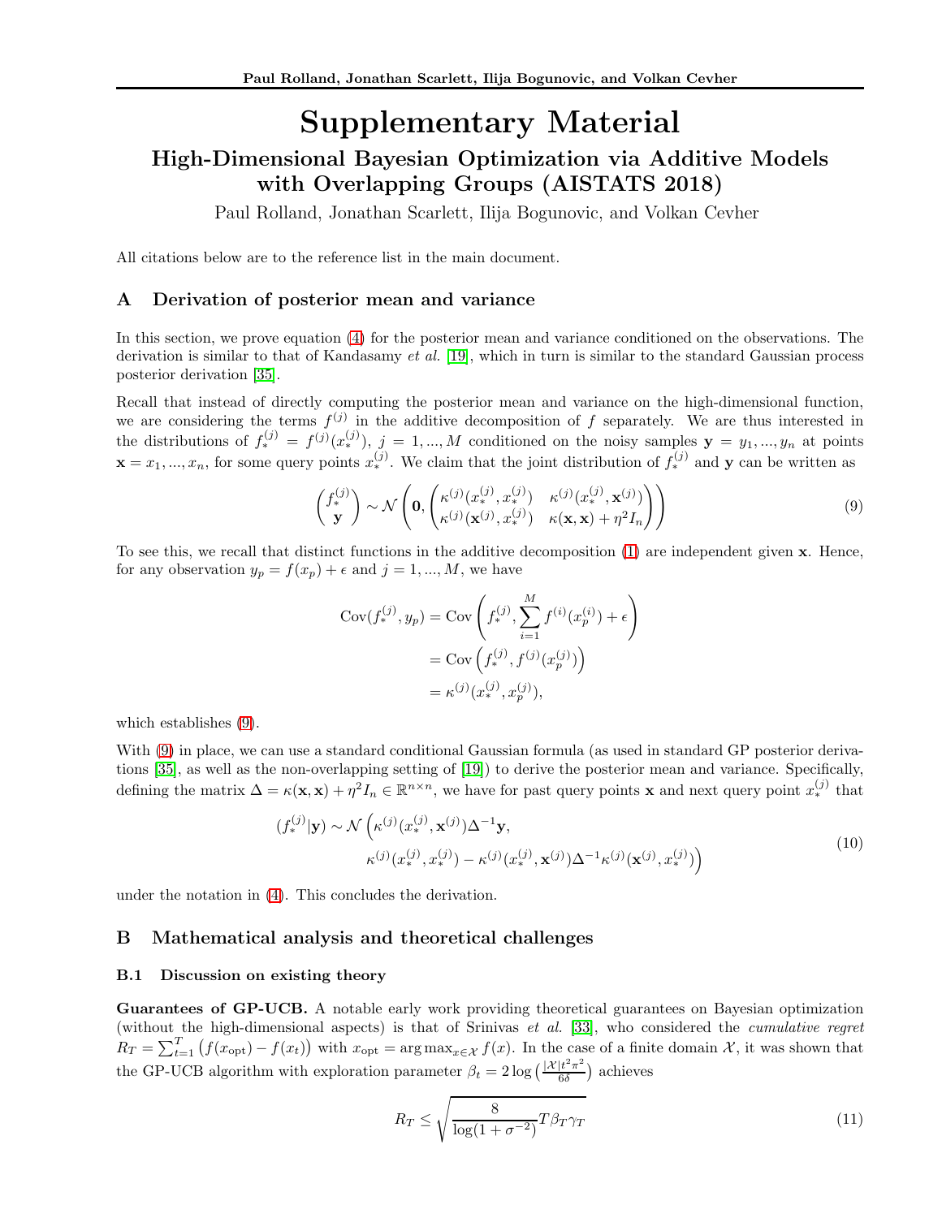# Supplementary Material

## High-Dimensional Bayesian Optimization via Additive Models with Overlapping Groups (AISTATS 2018)

Paul Rolland, Jonathan Scarlett, Ilija Bogunovic, and Volkan Cevher

All citations below are to the reference list in the main document.

## A Derivation of posterior mean and variance

In this section, we prove equation (4) for the posterior mean and variance conditioned on the observations. The derivation is similar to that of Kandasamy *et al.* [19], which in turn is similar to the standard Gaussian process posterior derivation [35].

Recall that instead of directly computing the posterior mean and variance on the high-dimensional function, we are considering the terms $f^{(j)}$ in the additive decomposition of $f$ separately. We are thus interested in the distributions of $f_*^{(j)} = f^{(j)}(x_*^{(j)})$, $j = 1, ..., M$ conditioned on the noisy samples $\mathbf{y} = y_1, ..., y_n$ at points $\mathbf{x} = x_1, ..., x_n$, for some query points $x_*^{(j)}$. We claim that the joint distribution of $f_*^{(j)}$ and $\mathbf{y}$ can be written as

$$\begin{pmatrix} f_*^{(j)} \\ \mathbf{y} \end{pmatrix} \sim \mathcal{N}\left(\mathbf{0}, \begin{pmatrix} \kappa^{(j)}(x_*^{(j)}, x_*^{(j)}) & \kappa^{(j)}(x_*^{(j)}, \mathbf{x}^{(j)}) \\ \kappa^{(j)}(\mathbf{x}^{(j)}, x_*^{(j)}) & \kappa(\mathbf{x}, \mathbf{x}) + \eta^2 I_n \end{pmatrix}\right) \tag{9}$$

To see this, we recall that distinct functions in the additive decomposition (1) are independent given $\mathbf{x}$. Hence, for any observation $y_p = f(x_p) + \epsilon$ and $j = 1, ..., M$, we have

$$\begin{aligned} \mathrm{Cov}(f_*^{(j)}, y_p) &= \mathrm{Cov}\left(f_*^{(j)}, \sum_{i=1}^{M} f^{(i)}(x_p^{(i)}) + \epsilon\right) \\ &= \mathrm{Cov}\left(f_*^{(j)}, f^{(j)}(x_p^{(j)})\right) \\ &= \kappa^{(j)}(x_*^{(j)}, x_p^{(j)}), \end{aligned}$$

which establishes (9).

With (9) in place, we can use a standard conditional Gaussian formula (as used in standard GP posterior derivations [35], as well as the non-overlapping setting of [19]) to derive the posterior mean and variance. Specifically, defining the matrix $\Delta = \kappa(\mathbf{x}, \mathbf{x}) + \eta^2 I_n \in \mathbb{R}^{n \times n}$, we have for past query points $\mathbf{x}$ and next query point $x_*^{(j)}$ that

$$\begin{aligned} (f_*^{(j)} | \mathbf{y}) \sim \mathcal{N}\Big(&\kappa^{(j)}(x_*^{(j)}, \mathbf{x}^{(j)}) \Delta^{-1} \mathbf{y}, \\ &\kappa^{(j)}(x_*^{(j)}, x_*^{(j)}) - \kappa^{(j)}(x_*^{(j)}, \mathbf{x}^{(j)}) \Delta^{-1} \kappa^{(j)}(\mathbf{x}^{(j)}, x_*^{(j)})\Big) \end{aligned} \tag{10}$$

under the notation in (4). This concludes the derivation.

## B Mathematical analysis and theoretical challenges

### B.1 Discussion on existing theory

**Guarantees of GP-UCB.** A notable early work providing theoretical guarantees on Bayesian optimization (without the high-dimensional aspects) is that of Srinivas *et al.* [33], who considered the *cumulative regret* $R_T = \sum_{t=1}^{T} \big(f(x_{\mathrm{opt}}) - f(x_t)\big)$ with $x_{\mathrm{opt}} = \arg\max_{x \in \mathcal{X}} f(x)$. In the case of a finite domain $\mathcal{X}$, it was shown that the GP-UCB algorithm with exploration parameter $\beta_t = 2 \log\big(\frac{|\mathcal{X}| t^2 \pi^2}{6\delta}\big)$ achieves

$$R_T \leq \sqrt{\frac{8}{\log(1 + \sigma^{-2})} T \beta_T \gamma_T} \tag{11}$$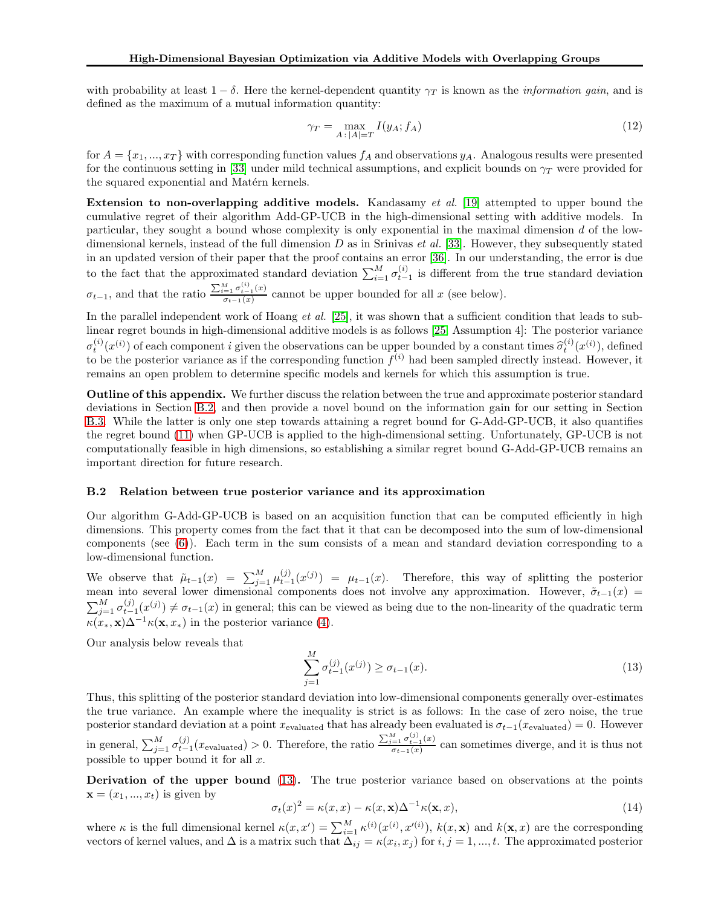with probability at least $1 - \delta$. Here the kernel-dependent quantity $\gamma_T$ is known as the *information gain*, and is defined as the maximum of a mutual information quantity:

$$\gamma_T = \max_{A\,:\,|A|=T} I(y_A; f_A) \tag{12}$$

for $A = \{x_1, ..., x_T\}$ with corresponding function values $f_A$ and observations $y_A$. Analogous results were presented for the continuous setting in [33] under mild technical assumptions, and explicit bounds on $\gamma_T$ were provided for the squared exponential and Matérn kernels.

**Extension to non-overlapping additive models.** Kandasamy *et al.* [19] attempted to upper bound the cumulative regret of their algorithm Add-GP-UCB in the high-dimensional setting with additive models. In particular, they sought a bound whose complexity is only exponential in the maximal dimension $d$ of the low-dimensional kernels, instead of the full dimension $D$ as in Srinivas *et al.* [33]. However, they subsequently stated in an updated version of their paper that the proof contains an error [36]. In our understanding, the error is due to the fact that the approximated standard deviation $\sum_{i=1}^M \sigma_{t-1}^{(i)}$ is different from the true standard deviation $\sigma_{t-1}$, and that the ratio $\frac{\sum_{i=1}^M \sigma_{t-1}^{(i)}(x)}{\sigma_{t-1}(x)}$ cannot be upper bounded for all $x$ (see below).

In the parallel independent work of Hoang *et al.* [25], it was shown that a sufficient condition that leads to sublinear regret bounds in high-dimensional additive models is as follows [25, Assumption 4]: The posterior variance $\sigma_t^{(i)}(x^{(i)})$ of each component $i$ given the observations can be upper bounded by a constant times $\widehat{\sigma}_t^{(i)}(x^{(i)})$, defined to be the posterior variance as if the corresponding function $f^{(i)}$ had been sampled directly instead. However, it remains an open problem to determine specific models and kernels for which this assumption is true.

**Outline of this appendix.** We further discuss the relation between the true and approximate posterior standard deviations in Section B.2, and then provide a novel bound on the information gain for our setting in Section B.3. While the latter is only one step towards attaining a regret bound for G-Add-GP-UCB, it also quantifies the regret bound (11) when GP-UCB is applied to the high-dimensional setting. Unfortunately, GP-UCB is not computationally feasible in high dimensions, so establishing a similar regret bound G-Add-GP-UCB remains an important direction for future research.

### B.2 Relation between true posterior variance and its approximation

Our algorithm G-Add-GP-UCB is based on an acquisition function that can be computed efficiently in high dimensions. This property comes from the fact that it that can be decomposed into the sum of low-dimensional components (see (6)). Each term in the sum consists of a mean and standard deviation corresponding to a low-dimensional function.

We observe that $\tilde{\mu}_{t-1}(x) = \sum_{j=1}^M \mu_{t-1}^{(j)}(x^{(j)}) = \mu_{t-1}(x)$. Therefore, this way of splitting the posterior mean into several lower dimensional components does not involve any approximation. However, $\tilde{\sigma}_{t-1}(x) = \sum_{j=1}^M \sigma_{t-1}^{(j)}(x^{(j)}) \neq \sigma_{t-1}(x)$ in general; this can be viewed as being due to the non-linearity of the quadratic term $\kappa(x_*, \mathbf{x})\Delta^{-1}\kappa(\mathbf{x}, x_*)$ in the posterior variance (4).

Our analysis below reveals that

$$\sum_{j=1}^M \sigma_{t-1}^{(j)}(x^{(j)}) \geq \sigma_{t-1}(x). \tag{13}$$

Thus, this splitting of the posterior standard deviation into low-dimensional components generally over-estimates the true variance. An example where the inequality is strict is as follows: In the case of zero noise, the true posterior standard deviation at a point $x_{\text{evaluated}}$ that has already been evaluated is $\sigma_{t-1}(x_{\text{evaluated}}) = 0$. However in general, $\sum_{j=1}^M \sigma_{t-1}^{(j)}(x_{\text{evaluated}}) > 0$. Therefore, the ratio $\frac{\sum_{j=1}^M \sigma_{t-1}^{(j)}(x)}{\sigma_{t-1}(x)}$ can sometimes diverge, and it is thus not possible to upper bound it for all $x$.

**Derivation of the upper bound (13).** The true posterior variance based on observations at the points $\mathbf{x} = (x_1, ..., x_t)$ is given by

$$\sigma_t(x)^2 = \kappa(x, x) - \kappa(x, \mathbf{x})\Delta^{-1}\kappa(\mathbf{x}, x), \tag{14}$$

where $\kappa$ is the full dimensional kernel $\kappa(x, x') = \sum_{i=1}^M \kappa^{(i)}(x^{(i)}, x'^{(i)})$, $k(x, \mathbf{x})$ and $k(\mathbf{x}, x)$ are the corresponding vectors of kernel values, and $\Delta$ is a matrix such that $\Delta_{ij} = \kappa(x_i, x_j)$ for $i, j = 1, ..., t$. The approximated posterior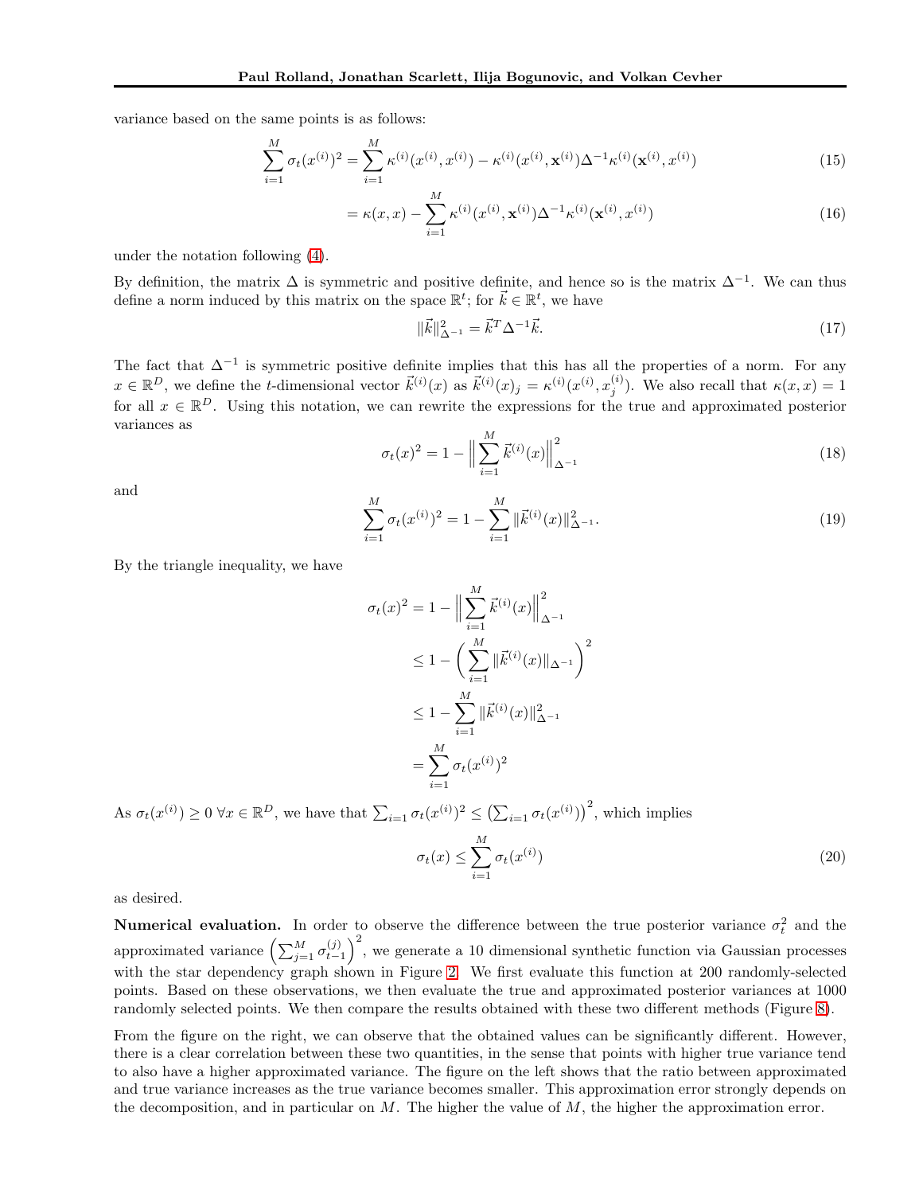variance based on the same points is as follows:

$$\sum_{i=1}^{M} \sigma_t(x^{(i)})^2 = \sum_{i=1}^{M} \kappa^{(i)}(x^{(i)}, x^{(i)}) - \kappa^{(i)}(x^{(i)}, \mathbf{x}^{(i)})\Delta^{-1}\kappa^{(i)}(\mathbf{x}^{(i)}, x^{(i)}) \tag{15}$$

$$= \kappa(x, x) - \sum_{i=1}^{M} \kappa^{(i)}(x^{(i)}, \mathbf{x}^{(i)})\Delta^{-1}\kappa^{(i)}(\mathbf{x}^{(i)}, x^{(i)}) \tag{16}$$

under the notation following (4).

By definition, the matrix $\Delta$ is symmetric and positive definite, and hence so is the matrix $\Delta^{-1}$. We can thus define a norm induced by this matrix on the space $\mathbb{R}^t$; for $\vec{k} \in \mathbb{R}^t$, we have

$$\|\vec{k}\|_{\Delta^{-1}}^2 = \vec{k}^T \Delta^{-1} \vec{k}. \tag{17}$$

The fact that $\Delta^{-1}$ is symmetric positive definite implies that this has all the properties of a norm. For any $x \in \mathbb{R}^D$, we define the $t$-dimensional vector $\vec{k}^{(i)}(x)$ as $\vec{k}^{(i)}(x)_j = \kappa^{(i)}(x^{(i)}, x_j^{(i)})$. We also recall that $\kappa(x, x) = 1$ for all $x \in \mathbb{R}^D$. Using this notation, we can rewrite the expressions for the true and approximated posterior variances as

$$\sigma_t(x)^2 = 1 - \Big\| \sum_{i=1}^{M} \vec{k}^{(i)}(x) \Big\|_{\Delta^{-1}}^2 \tag{18}$$

and

$$\sum_{i=1}^{M} \sigma_t(x^{(i)})^2 = 1 - \sum_{i=1}^{M} \|\vec{k}^{(i)}(x)\|_{\Delta^{-1}}^2. \tag{19}$$

By the triangle inequality, we have

$$\begin{aligned}
\sigma_t(x)^2 &= 1 - \Big\| \sum_{i=1}^{M} \vec{k}^{(i)}(x) \Big\|_{\Delta^{-1}}^2 \\
&\leq 1 - \Big( \sum_{i=1}^{M} \|\vec{k}^{(i)}(x)\|_{\Delta^{-1}} \Big)^2 \\
&\leq 1 - \sum_{i=1}^{M} \|\vec{k}^{(i)}(x)\|_{\Delta^{-1}}^2 \\
&= \sum_{i=1}^{M} \sigma_t(x^{(i)})^2
\end{aligned}$$

As $\sigma_t(x^{(i)}) \geq 0 \ \forall x \in \mathbb{R}^D$, we have that $\sum_{i=1} \sigma_t(x^{(i)})^2 \leq \big(\sum_{i=1} \sigma_t(x^{(i)})\big)^2$, which implies

$$\sigma_t(x) \leq \sum_{i=1}^{M} \sigma_t(x^{(i)}) \tag{20}$$

as desired.

**Numerical evaluation.** In order to observe the difference between the true posterior variance $\sigma_t^2$ and the approximated variance $\Big(\sum_{j=1}^{M} \sigma_{t-1}^{(j)}\Big)^2$, we generate a 10 dimensional synthetic function via Gaussian processes with the star dependency graph shown in Figure 2. We first evaluate this function at 200 randomly-selected points. Based on these observations, we then evaluate the true and approximated posterior variances at 1000 randomly selected points. We then compare the results obtained with these two different methods (Figure 8).

From the figure on the right, we can observe that the obtained values can be significantly different. However, there is a clear correlation between these two quantities, in the sense that points with higher true variance tend to also have a higher approximated variance. The figure on the left shows that the ratio between approximated and true variance increases as the true variance becomes smaller. This approximation error strongly depends on the decomposition, and in particular on $M$. The higher the value of $M$, the higher the approximation error.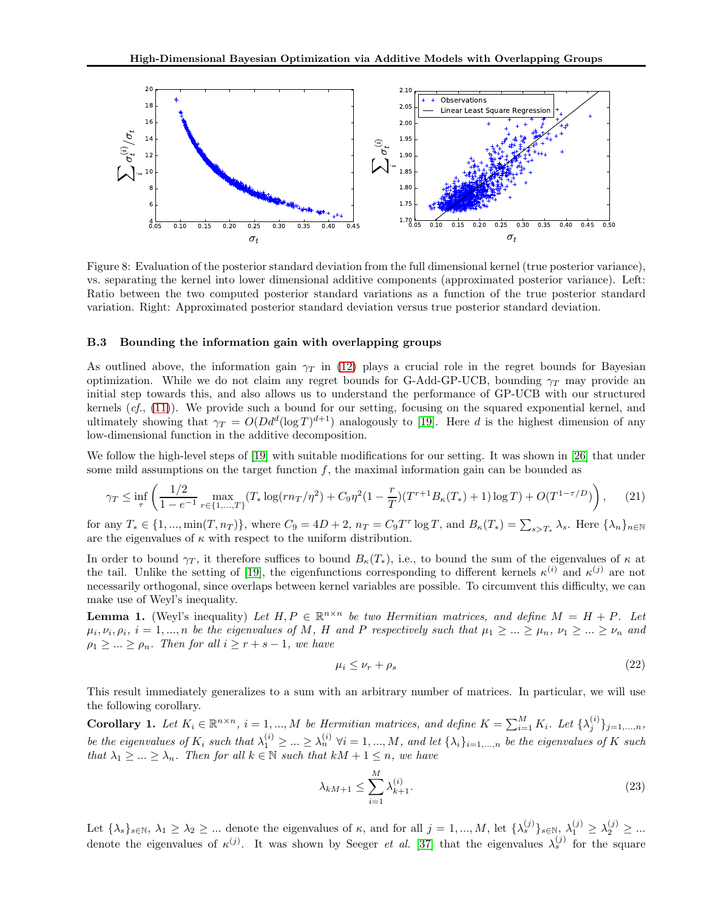Figure 8: Evaluation of the posterior standard deviation from the full dimensional kernel (true posterior variance), vs. separating the kernel into lower dimensional additive components (approximated posterior variance). Left: Ratio between the two computed posterior standard variations as a function of the true posterior standard variation. Right: Approximated posterior standard deviation versus true posterior standard deviation.

### B.3 Bounding the information gain with overlapping groups

As outlined above, the information gain $\gamma_T$ in (12) plays a crucial role in the regret bounds for Bayesian optimization. While we do not claim any regret bounds for G-Add-GP-UCB, bounding $\gamma_T$ may provide an initial step towards this, and also allows us to understand the performance of GP-UCB with our structured kernels (*cf.*, (11)). We provide such a bound for our setting, focusing on the squared exponential kernel, and ultimately showing that $\gamma_T = O(Dd^d(\log T)^{d+1})$ analogously to [19]. Here $d$ is the highest dimension of any low-dimensional function in the additive decomposition.

We follow the high-level steps of [19] with suitable modifications for our setting. It was shown in [26] that under some mild assumptions on the target function $f$, the maximal information gain can be bounded as

$$\gamma_T \leq \inf_{\tau} \left( \frac{1/2}{1-e^{-1}} \max_{r \in \{1,...,T\}} (T_* \log(rn_T/\eta^2) + C_9 \eta^2 (1 - \frac{r}{T})(T^{r+1} B_\kappa(T_*) + 1) \log T) + O(T^{1-\tau/D}) \right), \tag{21}$$

for any $T_* \in \{1, ..., \min(T, n_T)\}$, where $C_9 = 4D + 2$, $n_T = C_9 T^\tau \log T$, and $B_\kappa(T_*) = \sum_{s>T_*} \lambda_s$. Here $\{\lambda_n\}_{n \in \mathbb{N}}$ are the eigenvalues of $\kappa$ with respect to the uniform distribution.

In order to bound $\gamma_T$, it therefore suffices to bound $B_\kappa(T_*)$, i.e., to bound the sum of the eigenvalues of $\kappa$ at the tail. Unlike the setting of [19], the eigenfunctions corresponding to different kernels $\kappa^{(i)}$ and $\kappa^{(j)}$ are not necessarily orthogonal, since overlaps between kernel variables are possible. To circumvent this difficulty, we can make use of Weyl's inequality.

**Lemma 1.** (Weyl's inequality) *Let $H, P \in \mathbb{R}^{n \times n}$ be two Hermitian matrices, and define $M = H + P$. Let $\mu_i, \nu_i, \rho_i$, $i = 1, ..., n$ be the eigenvalues of $M$, $H$ and $P$ respectively such that $\mu_1 \geq ... \geq \mu_n$, $\nu_1 \geq ... \geq \nu_n$ and $\rho_1 \geq ... \geq \rho_n$. Then for all $i \geq r + s - 1$, we have*

$$\mu_i \leq \nu_r + \rho_s \tag{22}$$

This result immediately generalizes to a sum with an arbitrary number of matrices. In particular, we will use the following corollary.

**Corollary 1.** *Let $K_i \in \mathbb{R}^{n \times n}$, $i = 1, ..., M$ be Hermitian matrices, and define $K = \sum_{i=1}^M K_i$. Let $\{\lambda_j^{(i)}\}_{j=1,...,n}$, be the eigenvalues of $K_i$ such that $\lambda_1^{(i)} \geq ... \geq \lambda_n^{(i)}$ $\forall i = 1, ..., M$, and let $\{\lambda_i\}_{i=1,...,n}$ be the eigenvalues of $K$ such that $\lambda_1 \geq ... \geq \lambda_n$. Then for all $k \in \mathbb{N}$ such that $kM + 1 \leq n$, we have*

$$\lambda_{kM+1} \leq \sum_{i=1}^M \lambda_{k+1}^{(i)}. \tag{23}$$

Let $\{\lambda_s\}_{s \in \mathbb{N}}$, $\lambda_1 \geq \lambda_2 \geq ...$ denote the eigenvalues of $\kappa$, and for all $j = 1, ..., M$, let $\{\lambda_s^{(j)}\}_{s \in \mathbb{N}}$, $\lambda_1^{(j)} \geq \lambda_2^{(j)} \geq ...$ denote the eigenvalues of $\kappa^{(j)}$. It was shown by Seeger *et al.* [37] that the eigenvalues $\lambda_s^{(j)}$ for the square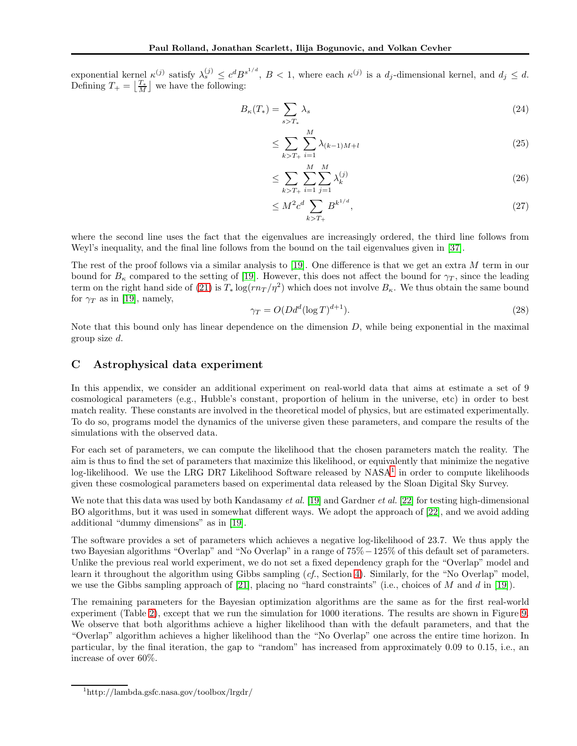exponential kernel $\kappa^{(j)}$ satisfy $\lambda_s^{(j)} \leq c^d B^{s^{1/d}}$, $B < 1$, where each $\kappa^{(j)}$ is a $d_j$-dimensional kernel, and $d_j \leq d$. Defining $T_+ = \lfloor \frac{T_*}{M} \rfloor$ we have the following:

$$B_\kappa(T_*) = \sum_{s > T_*} \lambda_s \tag{24}$$

$$\leq \sum_{k > T_+} \sum_{i=1}^{M} \lambda_{(k-1)M+l} \tag{25}$$

$$\leq \sum_{k > T_+} \sum_{i=1}^{M} \sum_{j=1}^{M} \lambda_k^{(j)} \tag{26}$$

$$\leq M^2 c^d \sum_{k > T_+} B^{k^{1/d}}, \tag{27}$$

where the second line uses the fact that the eigenvalues are increasingly ordered, the third line follows from Weyl's inequality, and the final line follows from the bound on the tail eigenvalues given in [37].

The rest of the proof follows via a similar analysis to [19]. One difference is that we get an extra $M$ term in our bound for $B_\kappa$ compared to the setting of [19]. However, this does not affect the bound for $\gamma_T$, since the leading term on the right hand side of (21) is $T_* \log(rn_T/\eta^2)$ which does not involve $B_\kappa$. We thus obtain the same bound for $\gamma_T$ as in [19], namely,

$$\gamma_T = O(Dd^d (\log T)^{d+1}). \tag{28}$$

Note that this bound only has linear dependence on the dimension $D$, while being exponential in the maximal group size $d$.

## C Astrophysical data experiment

In this appendix, we consider an additional experiment on real-world data that aims at estimate a set of 9 cosmological parameters (e.g., Hubble's constant, proportion of helium in the universe, etc) in order to best match reality. These constants are involved in the theoretical model of physics, but are estimated experimentally. To do so, programs model the dynamics of the universe given these parameters, and compare the results of the simulations with the observed data.

For each set of parameters, we can compute the likelihood that the chosen parameters match the reality. The aim is thus to find the set of parameters that maximize this likelihood, or equivalently that minimize the negative log-likelihood. We use the LRG DR7 Likelihood Software released by NASA[1] in order to compute likelihoods given these cosmological parameters based on experimental data released by the Sloan Digital Sky Survey.

We note that this data was used by both Kandasamy *et al.* [19] and Gardner *et al.* [22] for testing high-dimensional BO algorithms, but it was used in somewhat different ways. We adopt the approach of [22], and we avoid adding additional "dummy dimensions" as in [19].

The software provides a set of parameters which achieves a negative log-likelihood of 23.7. We thus apply the two Bayesian algorithms "Overlap" and "No Overlap" in a range of 75% − 125% of this default set of parameters. Unlike the previous real world experiment, we do not set a fixed dependency graph for the "Overlap" model and learn it throughout the algorithm using Gibbs sampling (*cf.*, Section 4). Similarly, for the "No Overlap" model, we use the Gibbs sampling approach of [21], placing no "hard constraints" (i.e., choices of $M$ and $d$ in [19]).

The remaining parameters for the Bayesian optimization algorithms are the same as for the first real-world experiment (Table 2), except that we run the simulation for 1000 iterations. The results are shown in Figure 9. We observe that both algorithms achieve a higher likelihood than with the default parameters, and that the "Overlap" algorithm achieves a higher likelihood than the "No Overlap" one across the entire time horizon. In particular, by the final iteration, the gap to "random" has increased from approximately 0.09 to 0.15, i.e., an increase of over 60%.

[1] http://lambda.gsfc.nasa.gov/toolbox/lrgdr/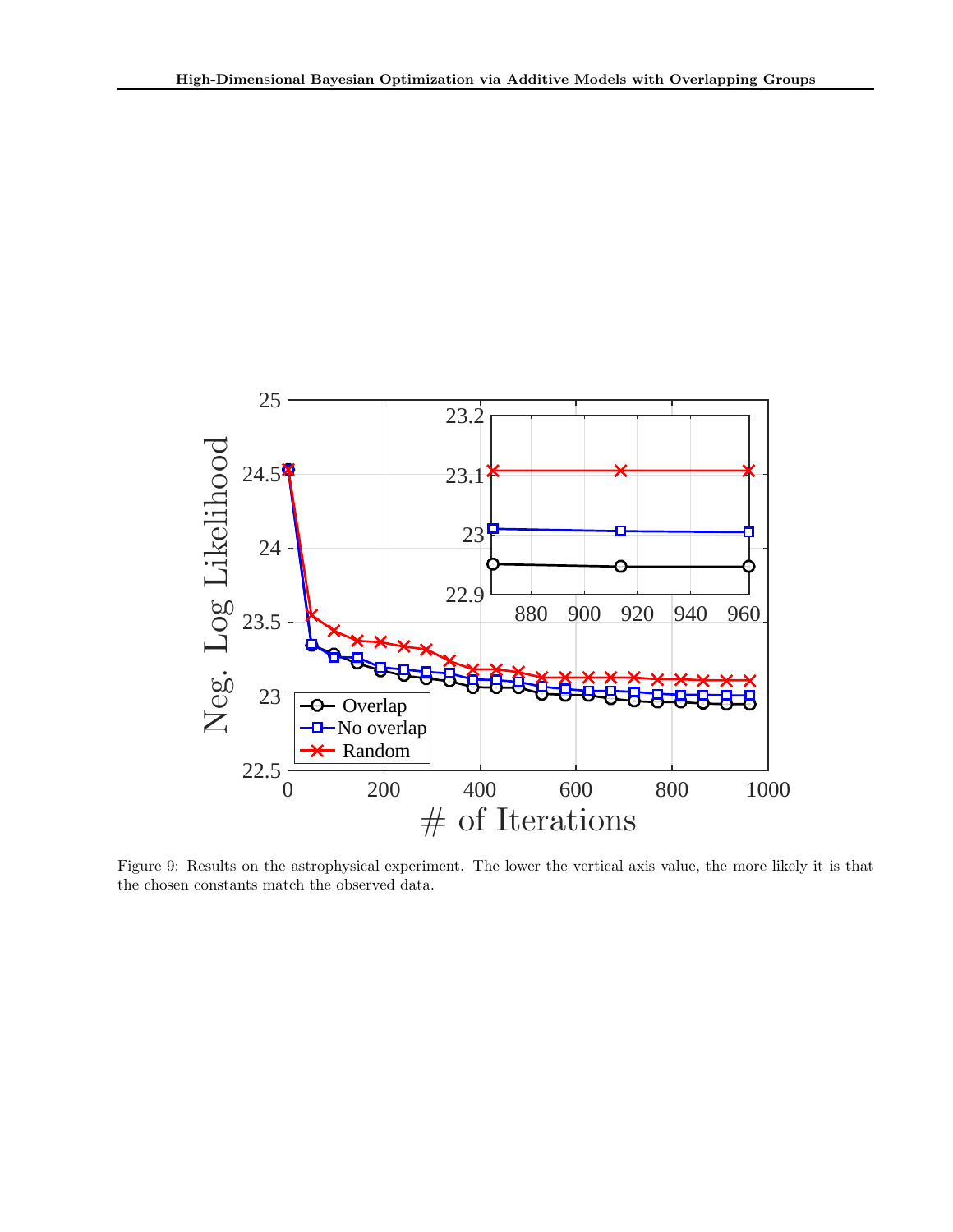25
24.5
24
23.5
23
22.5
0
200
400
600
800
1000
Neg. Log Likelihood
# of Iterations
23.2
23.1
23
22.9
880
900
920
940
960
Overlap
No overlap
Random

Figure 9: Results on the astrophysical experiment. The lower the vertical axis value, the more likely it is that the chosen constants match the observed data.